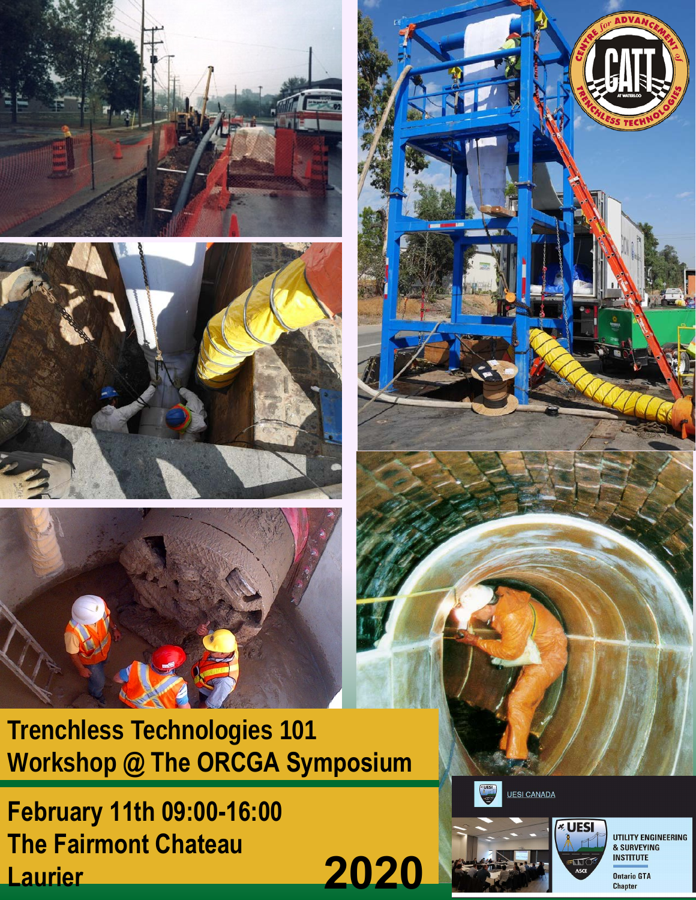# Trenchless Technologies 101 Workshop @ The ORCGA Symposium

**February 11th 09:00-16:00**

**The Fairmont Chateau Laurier**

**2020**

UESI CANADA

UTILITY ENGINEERING & SURVEYING INSTITUTE

Ontario GTA Chapter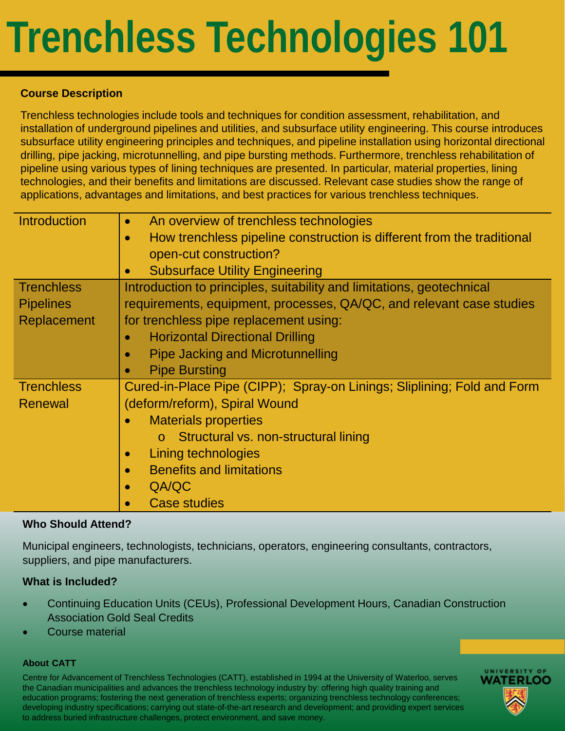# Trenchless Technologies 101

**Course Description**

Trenchless technologies include tools and techniques for condition assessment, rehabilitation, and installation of underground pipelines and utilities, and subsurface utility engineering. This course introduces subsurface utility engineering principles and techniques, and pipeline installation using horizontal directional drilling, pipe jacking, microtunnelling, and pipe bursting methods. Furthermore, trenchless rehabilitation of pipeline using various types of lining techniques are presented. In particular, material properties, lining technologies, and their benefits and limitations are discussed. Relevant case studies show the range of applications, advantages and limitations, and best practices for various trenchless techniques.

| | |
|---|---|
| Introduction | • An overview of trenchless technologies<br>• How trenchless pipeline construction is different from the traditional open-cut construction?<br>• Subsurface Utility Engineering |
| Trenchless Pipelines Replacement | Introduction to principles, suitability and limitations, geotechnical requirements, equipment, processes, QA/QC, and relevant case studies for trenchless pipe replacement using:<br>• Horizontal Directional Drilling<br>• Pipe Jacking and Microtunnelling<br>• Pipe Bursting |
| Trenchless Renewal | Cured-in-Place Pipe (CIPP); Spray-on Linings; Sliplining; Fold and Form (deform/reform), Spiral Wound<br>• Materials properties<br>  o Structural vs. non-structural lining<br>• Lining technologies<br>• Benefits and limitations<br>• QA/QC<br>• Case studies |

**Who Should Attend?**

Municipal engineers, technologists, technicians, operators, engineering consultants, contractors, suppliers, and pipe manufacturers.

**What is Included?**

- Continuing Education Units (CEUs), Professional Development Hours, Canadian Construction Association Gold Seal Credits
- Course material

**About CATT**

Centre for Advancement of Trenchless Technologies (CATT), established in 1994 at the University of Waterloo, serves the Canadian municipalities and advances the trenchless technology industry by: offering high quality training and education programs; fostering the next generation of trenchless experts; organizing trenchless technology conferences; developing industry specifications; carrying out state-of-the-art research and development; and providing expert services to address buried infrastructure challenges, protect environment, and save money.

UNIVERSITY OF WATERLOO